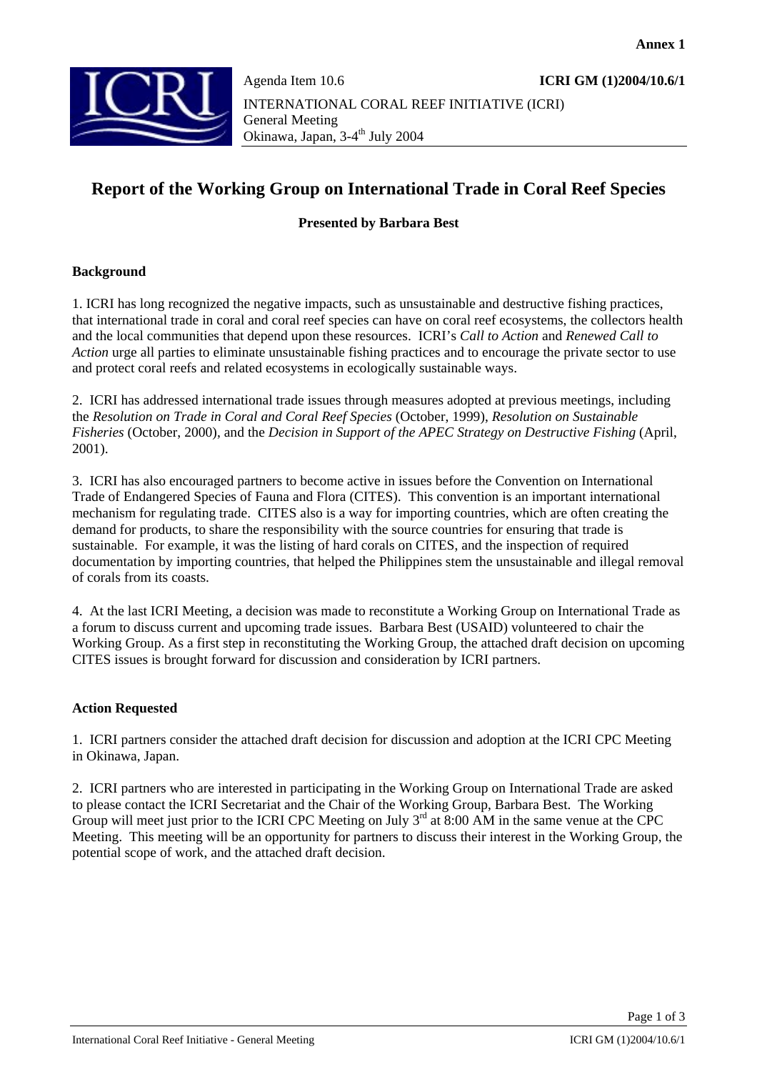**Annex 1**

Agenda Item 10.6 **ICRI GM (1)2004/10.6/1**

INTERNATIONAL CORAL REEF INITIATIVE (ICRI)
General Meeting
Okinawa, Japan, 3-4th July 2004

# Report of the Working Group on International Trade in Coral Reef Species

**Presented by Barbara Best**

## Background

1. ICRI has long recognized the negative impacts, such as unsustainable and destructive fishing practices, that international trade in coral and coral reef species can have on coral reef ecosystems, the collectors health and the local communities that depend upon these resources. ICRI's *Call to Action* and *Renewed Call to Action* urge all parties to eliminate unsustainable fishing practices and to encourage the private sector to use and protect coral reefs and related ecosystems in ecologically sustainable ways.

2. ICRI has addressed international trade issues through measures adopted at previous meetings, including the *Resolution on Trade in Coral and Coral Reef Species* (October, 1999), *Resolution on Sustainable Fisheries* (October, 2000), and the *Decision in Support of the APEC Strategy on Destructive Fishing* (April, 2001).

3. ICRI has also encouraged partners to become active in issues before the Convention on International Trade of Endangered Species of Fauna and Flora (CITES). This convention is an important international mechanism for regulating trade. CITES also is a way for importing countries, which are often creating the demand for products, to share the responsibility with the source countries for ensuring that trade is sustainable. For example, it was the listing of hard corals on CITES, and the inspection of required documentation by importing countries, that helped the Philippines stem the unsustainable and illegal removal of corals from its coasts.

4. At the last ICRI Meeting, a decision was made to reconstitute a Working Group on International Trade as a forum to discuss current and upcoming trade issues. Barbara Best (USAID) volunteered to chair the Working Group. As a first step in reconstituting the Working Group, the attached draft decision on upcoming CITES issues is brought forward for discussion and consideration by ICRI partners.

## Action Requested

1. ICRI partners consider the attached draft decision for discussion and adoption at the ICRI CPC Meeting in Okinawa, Japan.

2. ICRI partners who are interested in participating in the Working Group on International Trade are asked to please contact the ICRI Secretariat and the Chair of the Working Group, Barbara Best. The Working Group will meet just prior to the ICRI CPC Meeting on July 3rd at 8:00 AM in the same venue at the CPC Meeting. This meeting will be an opportunity for partners to discuss their interest in the Working Group, the potential scope of work, and the attached draft decision.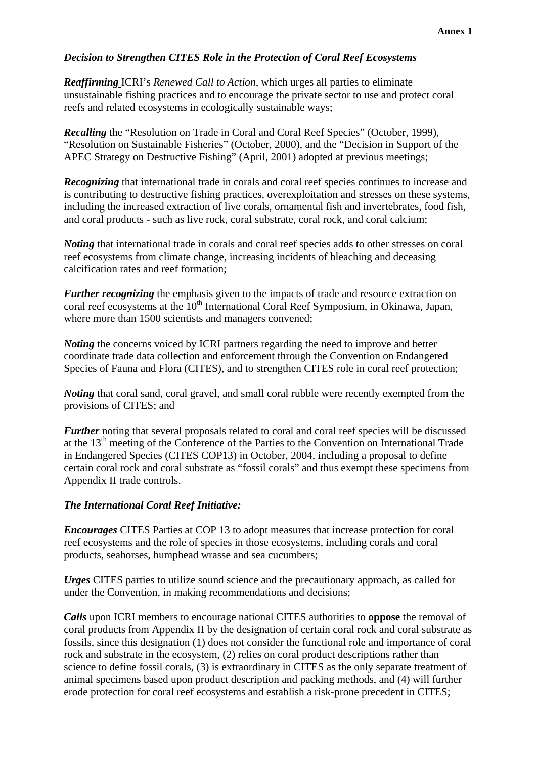**Annex 1**

***Decision to Strengthen CITES Role in the Protection of Coral Reef Ecosystems***

***Reaffirming*** ICRI's *Renewed Call to Action*, which urges all parties to eliminate unsustainable fishing practices and to encourage the private sector to use and protect coral reefs and related ecosystems in ecologically sustainable ways;

***Recalling*** the "Resolution on Trade in Coral and Coral Reef Species" (October, 1999), "Resolution on Sustainable Fisheries" (October, 2000), and the "Decision in Support of the APEC Strategy on Destructive Fishing" (April, 2001) adopted at previous meetings;

***Recognizing*** that international trade in corals and coral reef species continues to increase and is contributing to destructive fishing practices, overexploitation and stresses on these systems, including the increased extraction of live corals, ornamental fish and invertebrates, food fish, and coral products - such as live rock, coral substrate, coral rock, and coral calcium;

***Noting*** that international trade in corals and coral reef species adds to other stresses on coral reef ecosystems from climate change, increasing incidents of bleaching and deceasing calcification rates and reef formation;

***Further recognizing*** the emphasis given to the impacts of trade and resource extraction on coral reef ecosystems at the 10th International Coral Reef Symposium, in Okinawa, Japan, where more than 1500 scientists and managers convened;

***Noting*** the concerns voiced by ICRI partners regarding the need to improve and better coordinate trade data collection and enforcement through the Convention on Endangered Species of Fauna and Flora (CITES), and to strengthen CITES role in coral reef protection;

***Noting*** that coral sand, coral gravel, and small coral rubble were recently exempted from the provisions of CITES; and

***Further*** noting that several proposals related to coral and coral reef species will be discussed at the 13th meeting of the Conference of the Parties to the Convention on International Trade in Endangered Species (CITES COP13) in October, 2004, including a proposal to define certain coral rock and coral substrate as "fossil corals" and thus exempt these specimens from Appendix II trade controls.

***The International Coral Reef Initiative:***

***Encourages*** CITES Parties at COP 13 to adopt measures that increase protection for coral reef ecosystems and the role of species in those ecosystems, including corals and coral products, seahorses, humphead wrasse and sea cucumbers;

***Urges*** CITES parties to utilize sound science and the precautionary approach, as called for under the Convention, in making recommendations and decisions;

***Calls*** upon ICRI members to encourage national CITES authorities to **oppose** the removal of coral products from Appendix II by the designation of certain coral rock and coral substrate as fossils, since this designation (1) does not consider the functional role and importance of coral rock and substrate in the ecosystem, (2) relies on coral product descriptions rather than science to define fossil corals, (3) is extraordinary in CITES as the only separate treatment of animal specimens based upon product description and packing methods, and (4) will further erode protection for coral reef ecosystems and establish a risk-prone precedent in CITES;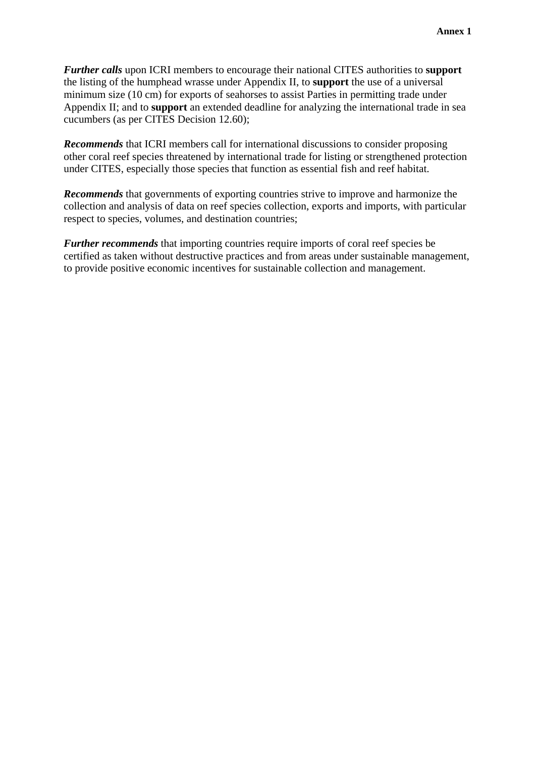**Annex 1**

***Further calls*** upon ICRI members to encourage their national CITES authorities to **support** the listing of the humphead wrasse under Appendix II, to **support** the use of a universal minimum size (10 cm) for exports of seahorses to assist Parties in permitting trade under Appendix II; and to **support** an extended deadline for analyzing the international trade in sea cucumbers (as per CITES Decision 12.60);

***Recommends*** that ICRI members call for international discussions to consider proposing other coral reef species threatened by international trade for listing or strengthened protection under CITES, especially those species that function as essential fish and reef habitat.

***Recommends*** that governments of exporting countries strive to improve and harmonize the collection and analysis of data on reef species collection, exports and imports, with particular respect to species, volumes, and destination countries;

***Further recommends*** that importing countries require imports of coral reef species be certified as taken without destructive practices and from areas under sustainable management, to provide positive economic incentives for sustainable collection and management.